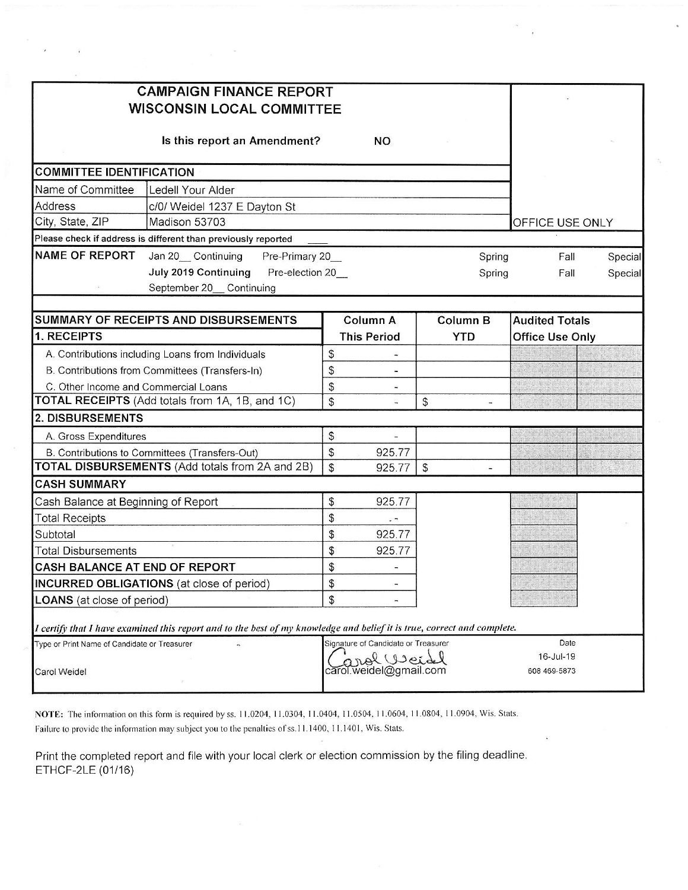# CAMPAIGN FINANCE REPORT
# WISCONSIN LOCAL COMMITTEE

**Is this report an Amendment?** NO

OFFICE USE ONLY

## COMMITTEE IDENTIFICATION

| | |
|---|---|
| Name of Committee | Ledell Your Alder |
| Address | c/0/ Weidel 1237 E Dayton St |
| City, State, ZIP | Madison 53703 |

Please check if address is different than previously reported ____

| NAME OF REPORT | | | | | |
|---|---|---|---|---|---|
| Jan 20__ Continuing | Pre-Primary 20__ | | Spring | Fall | Special |
| **July 2019 Continuing** | Pre-election 20__ | | Spring | Fall | Special |
| September 20__ Continuing | | | | | |

| SUMMARY OF RECEIPTS AND DISBURSEMENTS | Column A | Column B | Audited Totals |
|---|---|---|---|
| **1. RECEIPTS** | **This Period** | **YTD** | **Office Use Only** |
| A. Contributions including Loans from Individuals | $ - | | |
| B. Contributions from Committees (Transfers-In) | $ - | | |
| C. Other Income and Commercial Loans | $ - | | |
| **TOTAL RECEIPTS** (Add totals from 1A, 1B, and 1C) | $ - | $ - | |
| **2. DISBURSEMENTS** | | | |
| A. Gross Expenditures | $ - | | |
| B. Contributions to Committees (Transfers-Out) | $ 925.77 | | |
| **TOTAL DISBURSEMENTS** (Add totals from 2A and 2B) | $ 925.77 | $ - | |
| **CASH SUMMARY** | | | |
| Cash Balance at Beginning of Report | $ 925.77 | | |
| Total Receipts | $ - | | |
| Subtotal | $ 925.77 | | |
| Total Disbursements | $ 925.77 | | |
| **CASH BALANCE AT END OF REPORT** | $ - | | |
| **INCURRED OBLIGATIONS** (at close of period) | $ - | | |
| **LOANS** (at close of period) | $ - | | |

*I certify that I have examined this report and to the best of my knowledge and belief it is true, correct and complete.*

| Type or Print Name of Candidate or Treasurer | Signature of Candidate or Treasurer | Date |
|---|---|---|
| Carol Weidel | Carol Weidel<br>carol.weidel@gmail.com | 16-Jul-19<br>608 469-5873 |

**NOTE:** The information on this form is required by ss. 11.0204, 11.0304, 11.0404, 11.0504, 11.0604, 11.0804, 11.0904, Wis. Stats. Failure to provide the information may subject you to the penalties of ss. 11.1400, 11.1401, Wis. Stats.

Print the completed report and file with your local clerk or election commission by the filing deadline.
ETHCF-2LE (01/16)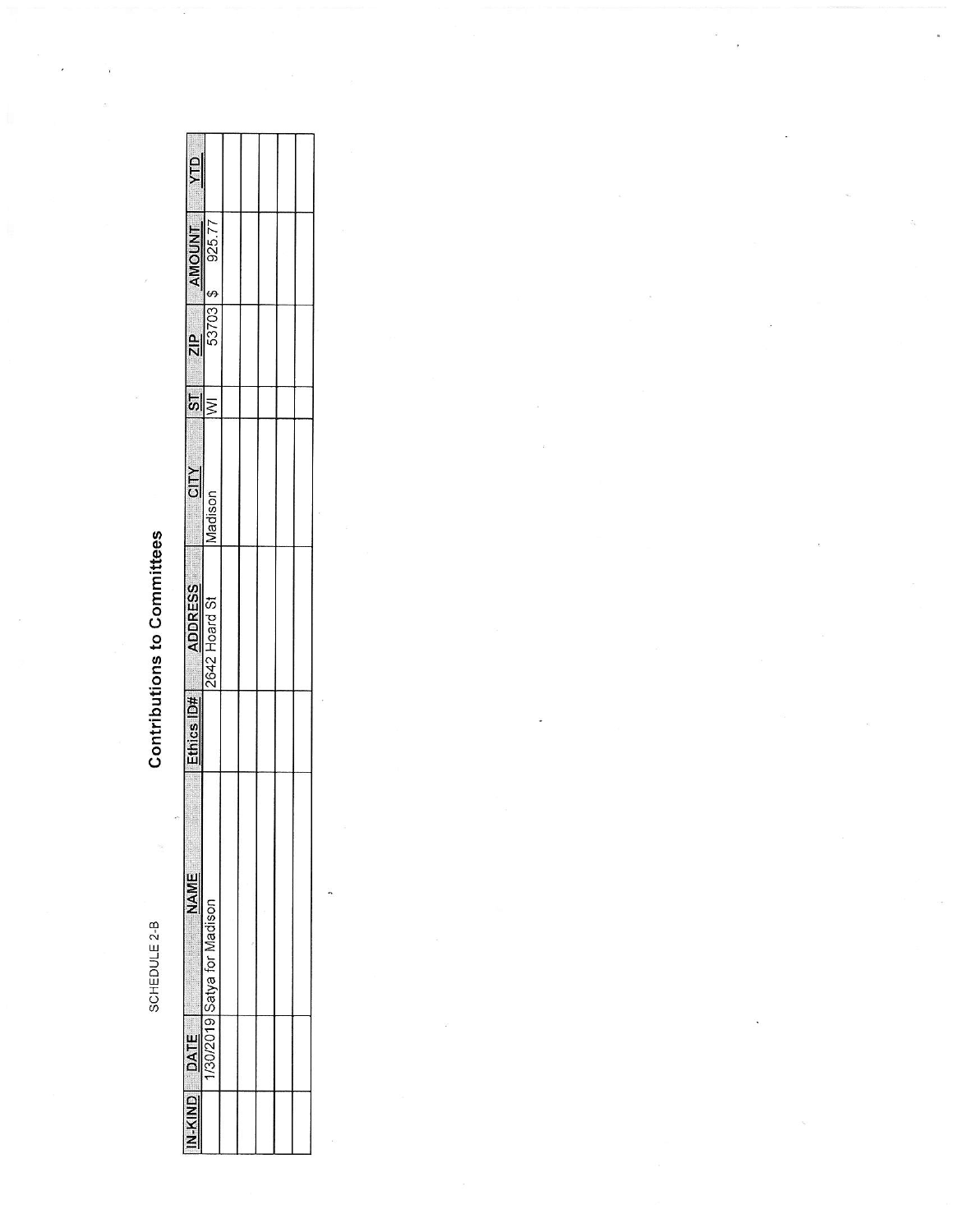SCHEDULE 2-B

# Contributions to Committees

| IN-KIND | DATE | NAME | Ethics ID# | ADDRESS | CITY | ST | ZIP | AMOUNT | YTD |
|---|---|---|---|---|---|---|---|---|---|
| | 1/30/2019 | Satya for Madison | | 2642 Hoard St | Madison | WI | 53703 | $ 925.77 | |
| | | | | | | | | | |
| | | | | | | | | | |
| | | | | | | | | | |
| | | | | | | | | | |
| | | | | | | | | | |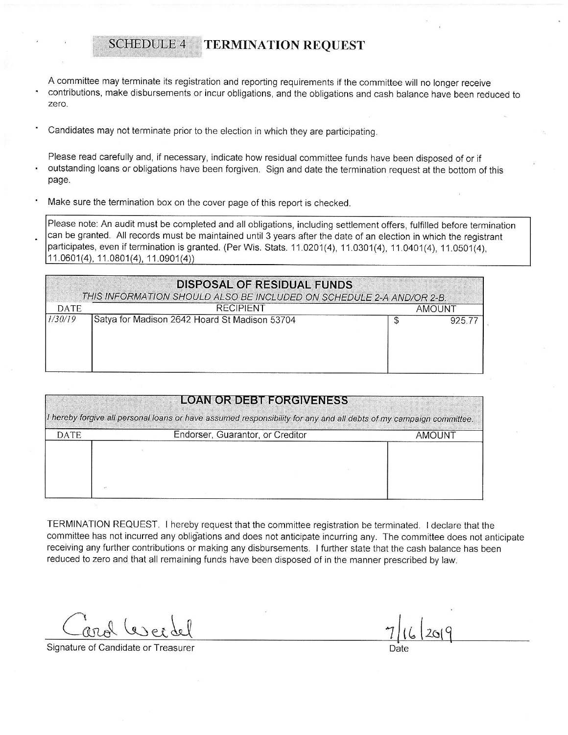# SCHEDULE 4 TERMINATION REQUEST

- A committee may terminate its registration and reporting requirements if the committee will no longer receive contributions, make disbursements or incur obligations, and the obligations and cash balance have been reduced to zero.
- Candidates may not terminate prior to the election in which they are participating.
- Please read carefully and, if necessary, indicate how residual committee funds have been disposed of or if outstanding loans or obligations have been forgiven. Sign and date the termination request at the bottom of this page.
- Make sure the termination box on the cover page of this report is checked.
- Please note: An audit must be completed and all obligations, including settlement offers, fulfilled before termination can be granted. All records must be maintained until 3 years after the date of an election in which the registrant participates, even if termination is granted. (Per Wis. Stats. 11.0201(4), 11.0301(4), 11.0401(4), 11.0501(4), 11.0601(4), 11.0801(4), 11.0901(4))

## DISPOSAL OF RESIDUAL FUNDS

*THIS INFORMATION SHOULD ALSO BE INCLUDED ON SCHEDULE 2-A AND/OR 2-B.*

| DATE | RECIPIENT | AMOUNT |
|---|---|---|
| 1/30/19 | Satya for Madison 2642 Hoard St Madison 53704 | $ 925.77 |

## LOAN OR DEBT FORGIVENESS

*I hereby forgive all personal loans or have assumed responsibility for any and all debts of my campaign committee.*

| DATE | Endorser, Guarantor, or Creditor | AMOUNT |
|---|---|---|
| | | |

TERMINATION REQUEST. I hereby request that the committee registration be terminated. I declare that the committee has not incurred any obligations and does not anticipate incurring any. The committee does not anticipate receiving any further contributions or making any disbursements. I further state that the cash balance has been reduced to zero and that all remaining funds have been disposed of in the manner prescribed by law.

Carol Weidel
Signature of Candidate or Treasurer

7/16/2019
Date